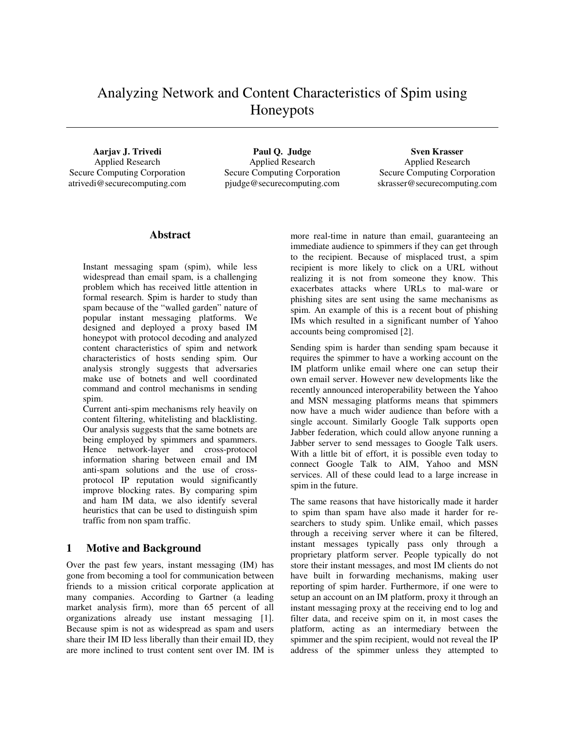# Analyzing Network and Content Characteristics of Spim using Honeypots

**Aarjav J. Trivedi**
Applied Research
Secure Computing Corporation
atrivedi@securecomputing.com

**Paul Q. Judge**
Applied Research
Secure Computing Corporation
pjudge@securecomputing.com

**Sven Krasser**
Applied Research
Secure Computing Corporation
skrasser@securecomputing.com

## Abstract

Instant messaging spam (spim), while less widespread than email spam, is a challenging problem which has received little attention in formal research. Spim is harder to study than spam because of the "walled garden" nature of popular instant messaging platforms. We designed and deployed a proxy based IM honeypot with protocol decoding and analyzed content characteristics of spim and network characteristics of hosts sending spim. Our analysis strongly suggests that adversaries make use of botnets and well coordinated command and control mechanisms in sending spim.

Current anti-spim mechanisms rely heavily on content filtering, whitelisting and blacklisting. Our analysis suggests that the same botnets are being employed by spimmers and spammers. Hence network-layer and cross-protocol information sharing between email and IM anti-spam solutions and the use of cross-protocol IP reputation would significantly improve blocking rates. By comparing spim and ham IM data, we also identify several heuristics that can be used to distinguish spim traffic from non spam traffic.

## 1 Motive and Background

Over the past few years, instant messaging (IM) has gone from becoming a tool for communication between friends to a mission critical corporate application at many companies. According to Gartner (a leading market analysis firm), more than 65 percent of all organizations already use instant messaging [1]. Because spim is not as widespread as spam and users share their IM ID less liberally than their email ID, they are more inclined to trust content sent over IM. IM is more real-time in nature than email, guaranteeing an immediate audience to spimmers if they can get through to the recipient. Because of misplaced trust, a spim recipient is more likely to click on a URL without realizing it is not from someone they know. This exacerbates attacks where URLs to mal-ware or phishing sites are sent using the same mechanisms as spim. An example of this is a recent bout of phishing IMs which resulted in a significant number of Yahoo accounts being compromised [2].

Sending spim is harder than sending spam because it requires the spimmer to have a working account on the IM platform unlike email where one can setup their own email server. However new developments like the recently announced interoperability between the Yahoo and MSN messaging platforms means that spimmers now have a much wider audience than before with a single account. Similarly Google Talk supports open Jabber federation, which could allow anyone running a Jabber server to send messages to Google Talk users. With a little bit of effort, it is possible even today to connect Google Talk to AIM, Yahoo and MSN services. All of these could lead to a large increase in spim in the future.

The same reasons that have historically made it harder to spim than spam have also made it harder for researchers to study spim. Unlike email, which passes through a receiving server where it can be filtered, instant messages typically pass only through a proprietary platform server. People typically do not store their instant messages, and most IM clients do not have built in forwarding mechanisms, making user reporting of spim harder. Furthermore, if one were to setup an account on an IM platform, proxy it through an instant messaging proxy at the receiving end to log and filter data, and receive spim on it, in most cases the platform, acting as an intermediary between the spimmer and the spim recipient, would not reveal the IP address of the spimmer unless they attempted to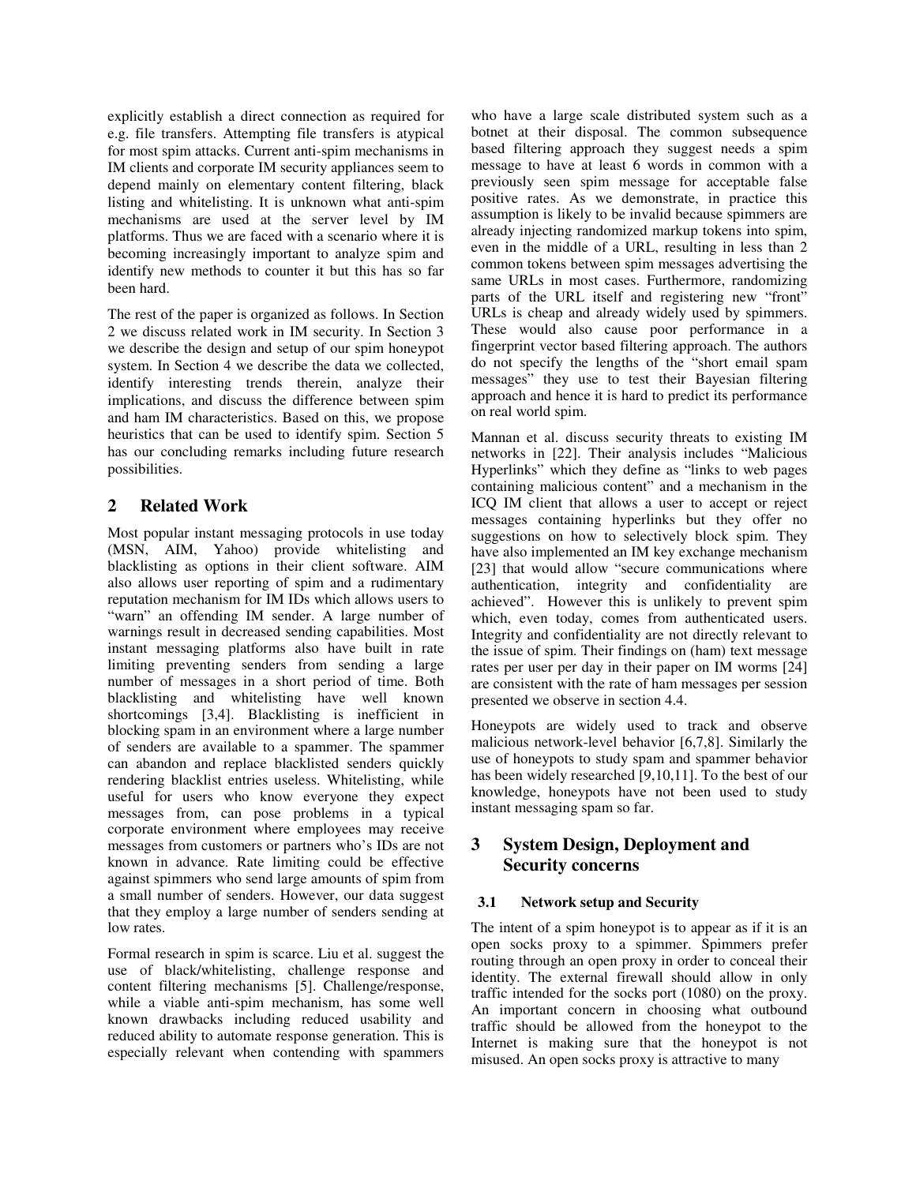explicitly establish a direct connection as required for e.g. file transfers. Attempting file transfers is atypical for most spim attacks. Current anti-spim mechanisms in IM clients and corporate IM security appliances seem to depend mainly on elementary content filtering, black listing and whitelisting. It is unknown what anti-spim mechanisms are used at the server level by IM platforms. Thus we are faced with a scenario where it is becoming increasingly important to analyze spim and identify new methods to counter it but this has so far been hard.

The rest of the paper is organized as follows. In Section 2 we discuss related work in IM security. In Section 3 we describe the design and setup of our spim honeypot system. In Section 4 we describe the data we collected, identify interesting trends therein, analyze their implications, and discuss the difference between spim and ham IM characteristics. Based on this, we propose heuristics that can be used to identify spim. Section 5 has our concluding remarks including future research possibilities.

## 2 Related Work

Most popular instant messaging protocols in use today (MSN, AIM, Yahoo) provide whitelisting and blacklisting as options in their client software. AIM also allows user reporting of spim and a rudimentary reputation mechanism for IM IDs which allows users to "warn" an offending IM sender. A large number of warnings result in decreased sending capabilities. Most instant messaging platforms also have built in rate limiting preventing senders from sending a large number of messages in a short period of time. Both blacklisting and whitelisting have well known shortcomings [3,4]. Blacklisting is inefficient in blocking spam in an environment where a large number of senders are available to a spammer. The spammer can abandon and replace blacklisted senders quickly rendering blacklist entries useless. Whitelisting, while useful for users who know everyone they expect messages from, can pose problems in a typical corporate environment where employees may receive messages from customers or partners who's IDs are not known in advance. Rate limiting could be effective against spimmers who send large amounts of spim from a small number of senders. However, our data suggest that they employ a large number of senders sending at low rates.

Formal research in spim is scarce. Liu et al. suggest the use of black/whitelisting, challenge response and content filtering mechanisms [5]. Challenge/response, while a viable anti-spam mechanism, has some well known drawbacks including reduced usability and reduced ability to automate response generation. This is especially relevant when contending with spammers who have a large scale distributed system such as a botnet at their disposal. The common subsequence based filtering approach they suggest needs a spim message to have at least 6 words in common with a previously seen spim message for acceptable false positive rates. As we demonstrate, in practice this assumption is likely to be invalid because spimmers are already injecting randomized markup tokens into spim, even in the middle of a URL, resulting in less than 2 common tokens between spim messages advertising the same URLs in most cases. Furthermore, randomizing parts of the URL itself and registering new "front" URLs is cheap and already widely used by spimmers. These would also cause poor performance in a fingerprint vector based filtering approach. The authors do not specify the lengths of the "short email spam messages" they use to test their Bayesian filtering approach and hence it is hard to predict its performance on real world spim.

Mannan et al. discuss security threats to existing IM networks in [22]. Their analysis includes "Malicious Hyperlinks" which they define as "links to web pages containing malicious content" and a mechanism in the ICQ IM client that allows a user to accept or reject messages containing hyperlinks but they offer no suggestions on how to selectively block spim. They have also implemented an IM key exchange mechanism [23] that would allow "secure communications where authentication, integrity and confidentiality are achieved". However this is unlikely to prevent spim which, even today, comes from authenticated users. Integrity and confidentiality are not directly relevant to the issue of spim. Their findings on (ham) text message rates per user per day in their paper on IM worms [24] are consistent with the rate of ham messages per session presented we observe in section 4.4.

Honeypots are widely used to track and observe malicious network-level behavior [6,7,8]. Similarly the use of honeypots to study spam and spammer behavior has been widely researched [9,10,11]. To the best of our knowledge, honeypots have not been used to study instant messaging spam so far.

## 3 System Design, Deployment and Security concerns

### 3.1 Network setup and Security

The intent of a spim honeypot is to appear as if it is an open socks proxy to a spimmer. Spimmers prefer routing through an open proxy in order to conceal their identity. The external firewall should allow in only traffic intended for the socks port (1080) on the proxy. An important concern in choosing what outbound traffic should be allowed from the honeypot to the Internet is making sure that the honeypot is not misused. An open socks proxy is attractive to many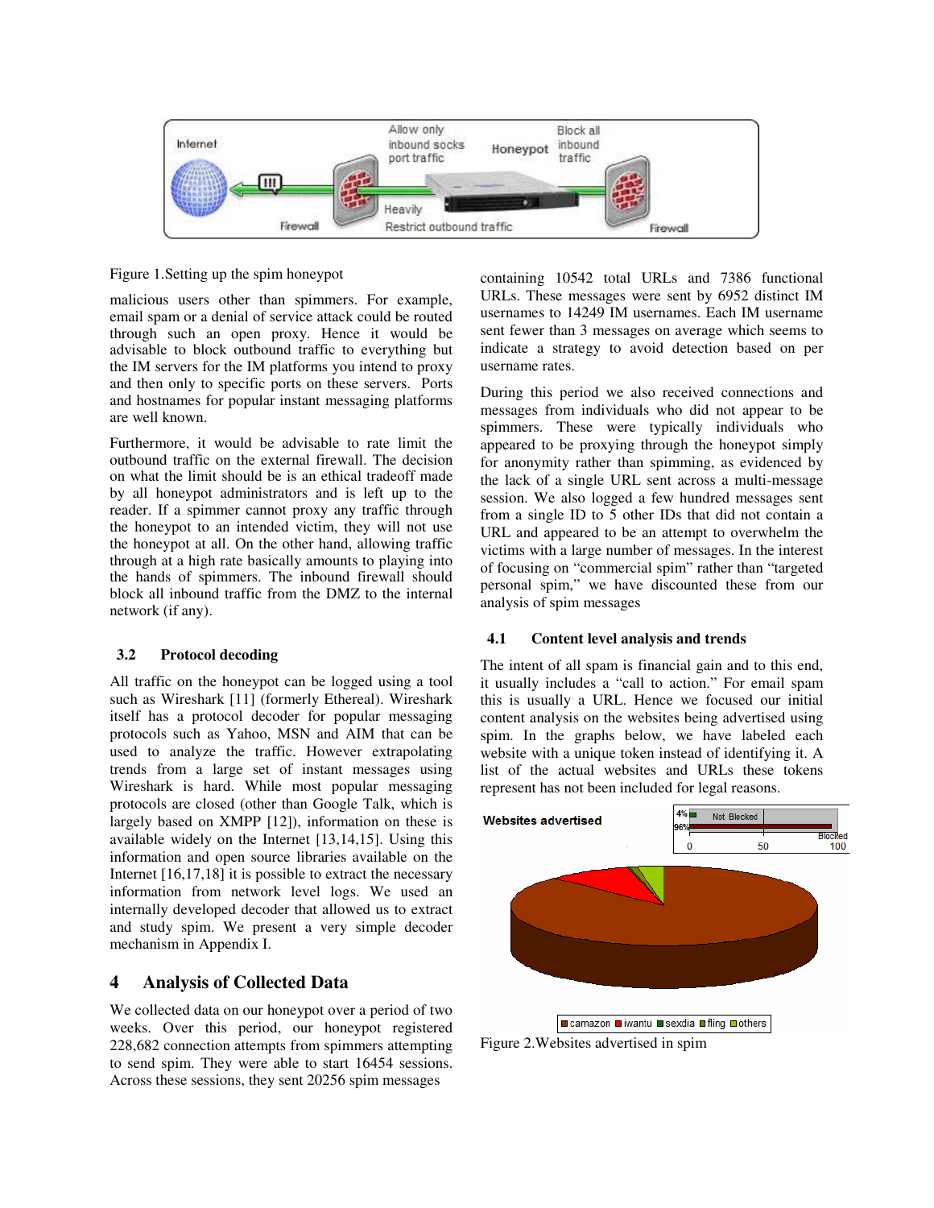Figure 1.Setting up the spim honeypot

malicious users other than spimmers. For example, email spam or a denial of service attack could be routed through such an open proxy. Hence it would be advisable to block outbound traffic to everything but the IM servers for the IM platforms you intend to proxy and then only to specific ports on these servers. Ports and hostnames for popular instant messaging platforms are well known.

Furthermore, it would be advisable to rate limit the outbound traffic on the external firewall. The decision on what the limit should be is an ethical tradeoff made by all honeypot administrators and is left up to the reader. If a spimmer cannot proxy any traffic through the honeypot to an intended victim, they will not use the honeypot at all. On the other hand, allowing traffic through at a high rate basically amounts to playing into the hands of spimmers. The inbound firewall should block all inbound traffic from the DMZ to the internal network (if any).

### 3.2 Protocol decoding

All traffic on the honeypot can be logged using a tool such as Wireshark [11] (formerly Ethereal). Wireshark itself has a protocol decoder for popular messaging protocols such as Yahoo, MSN and AIM that can be used to analyze the traffic. However extrapolating trends from a large set of instant messages using Wireshark is hard. While most popular messaging protocols are closed (other than Google Talk, which is largely based on XMPP [12]), information on these is available widely on the Internet [13,14,15]. Using this information and open source libraries available on the Internet [16,17,18] it is possible to extract the necessary information from network level logs. We used an internally developed decoder that allowed us to extract and study spim. We present a very simple decoder mechanism in Appendix I.

## 4 Analysis of Collected Data

We collected data on our honeypot over a period of two weeks. Over this period, our honeypot registered 228,682 connection attempts from spimmers attempting to send spim. They were able to start 16454 sessions. Across these sessions, they sent 20256 spim messages containing 10542 total URLs and 7386 functional URLs. These messages were sent by 6952 distinct IM usernames to 14249 IM usernames. Each IM username sent fewer than 3 messages on average which seems to indicate a strategy to avoid detection based on per username rates.

During this period we also received connections and messages from individuals who did not appear to be spimmers. These were typically individuals who appeared to be proxying through the honeypot simply for anonymity rather than spimming, as evidenced by the lack of a single URL sent across a multi-message session. We also logged a few hundred messages sent from a single ID to 5 other IDs that did not contain a URL and appeared to be an attempt to overwhelm the victims with a large number of messages. In the interest of focusing on "commercial spim" rather than "targeted personal spim," we have discounted these from our analysis of spim messages

### 4.1 Content level analysis and trends

The intent of all spam is financial gain and to this end, it usually includes a "call to action." For email spam this is usually a URL. Hence we focused our initial content analysis on the websites being advertised using spim. In the graphs below, we have labeled each website with a unique token instead of identifying it. A list of the actual websites and URLs these tokens represent has not been included for legal reasons.

Figure 2.Websites advertised in spim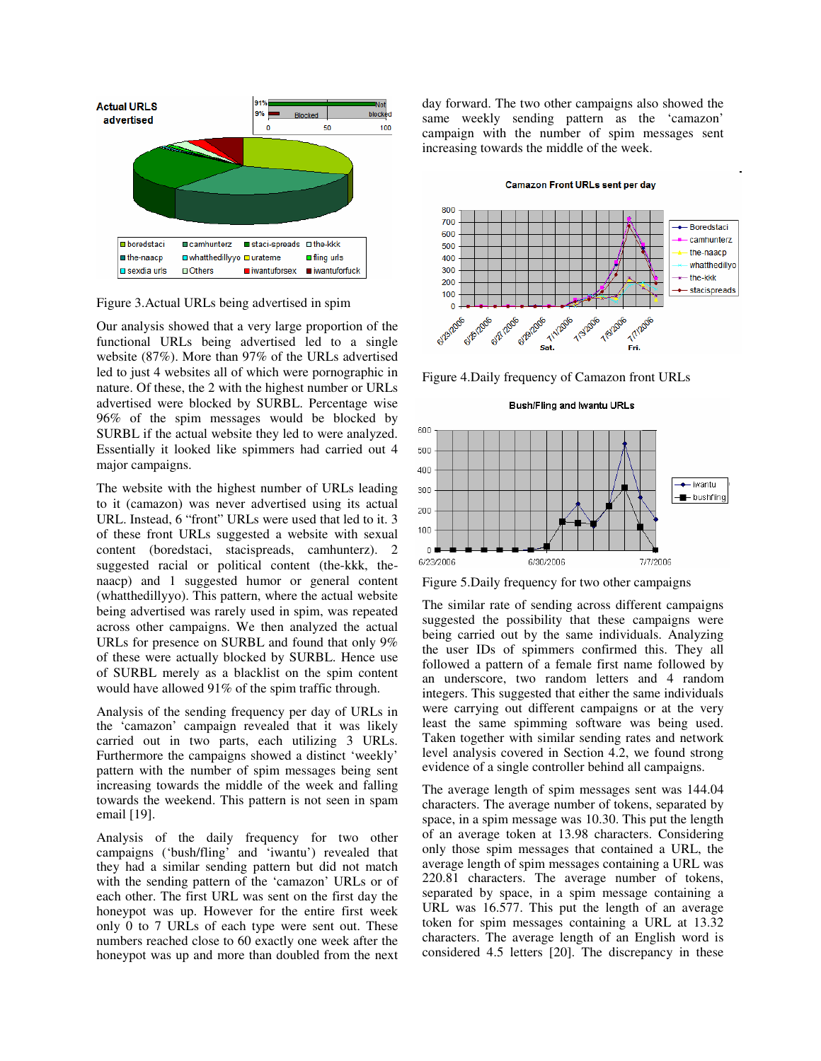Figure 3.Actual URLs being advertised in spim

Our analysis showed that a very large proportion of the functional URLs being advertised led to a single website (87%). More than 97% of the URLs advertised led to just 4 websites all of which were pornographic in nature. Of these, the 2 with the highest number or URLs advertised were blocked by SURBL. Percentage wise 96% of the spim messages would be blocked by SURBL if the actual website they led to were analyzed. Essentially it looked like spimmers had carried out 4 major campaigns.

The website with the highest number of URLs leading to it (camazon) was never advertised using its actual URL. Instead, 6 "front" URLs were used that led to it. 3 of these front URLs suggested a website with sexual content (boredstaci, stacispreads, camhunterz). 2 suggested racial or political content (the-kkk, the-naacp) and 1 suggested humor or general content (whatthedillyyo). This pattern, where the actual website being advertised was rarely used in spim, was repeated across other campaigns. We then analyzed the actual URLs for presence on SURBL and found that only 9% of these were actually blocked by SURBL. Hence use of SURBL merely as a blacklist on the spim content would have allowed 91% of the spim traffic through.

Analysis of the sending frequency per day of URLs in the 'camazon' campaign revealed that it was likely carried out in two parts, each utilizing 3 URLs. Furthermore the campaigns showed a distinct 'weekly' pattern with the number of spim messages being sent increasing towards the middle of the week and falling towards the weekend. This pattern is not seen in spam email [19].

Analysis of the daily frequency for two other campaigns ('bush/fling' and 'iwantu') revealed that they had a similar sending pattern but did not match with the sending pattern of the 'camazon' URLs or of each other. The first URL was sent on the first day the honeypot was up. However for the entire first week only 0 to 7 URLs of each type were sent out. These numbers reached close to 60 exactly one week after the honeypot was up and more than doubled from the next day forward. The two other campaigns also showed the same weekly sending pattern as the 'camazon' campaign with the number of spim messages sent increasing towards the middle of the week.

Figure 4.Daily frequency of Camazon front URLs

Figure 5.Daily frequency for two other campaigns

The similar rate of sending across different campaigns suggested the possibility that these campaigns were being carried out by the same individuals. Analyzing the user IDs of spimmers confirmed this. They all followed a pattern of a female first name followed by an underscore, two random letters and 4 random integers. This suggested that either the same individuals were carrying out different campaigns or at the very least the same spimming software was being used. Taken together with similar sending rates and network level analysis covered in Section 4.2, we found strong evidence of a single controller behind all campaigns.

The average length of spim messages sent was 144.04 characters. The average number of tokens, separated by space, in a spim message was 10.30. This put the length of an average token at 13.98 characters. Considering only those spim messages that contained a URL, the average length of spim messages containing a URL was 220.81 characters. The average number of tokens, separated by space, in a spim message containing a URL was 16.577. This put the length of an average token for spim messages containing a URL at 13.32 characters. The average length of an English word is considered 4.5 letters [20]. The discrepancy in these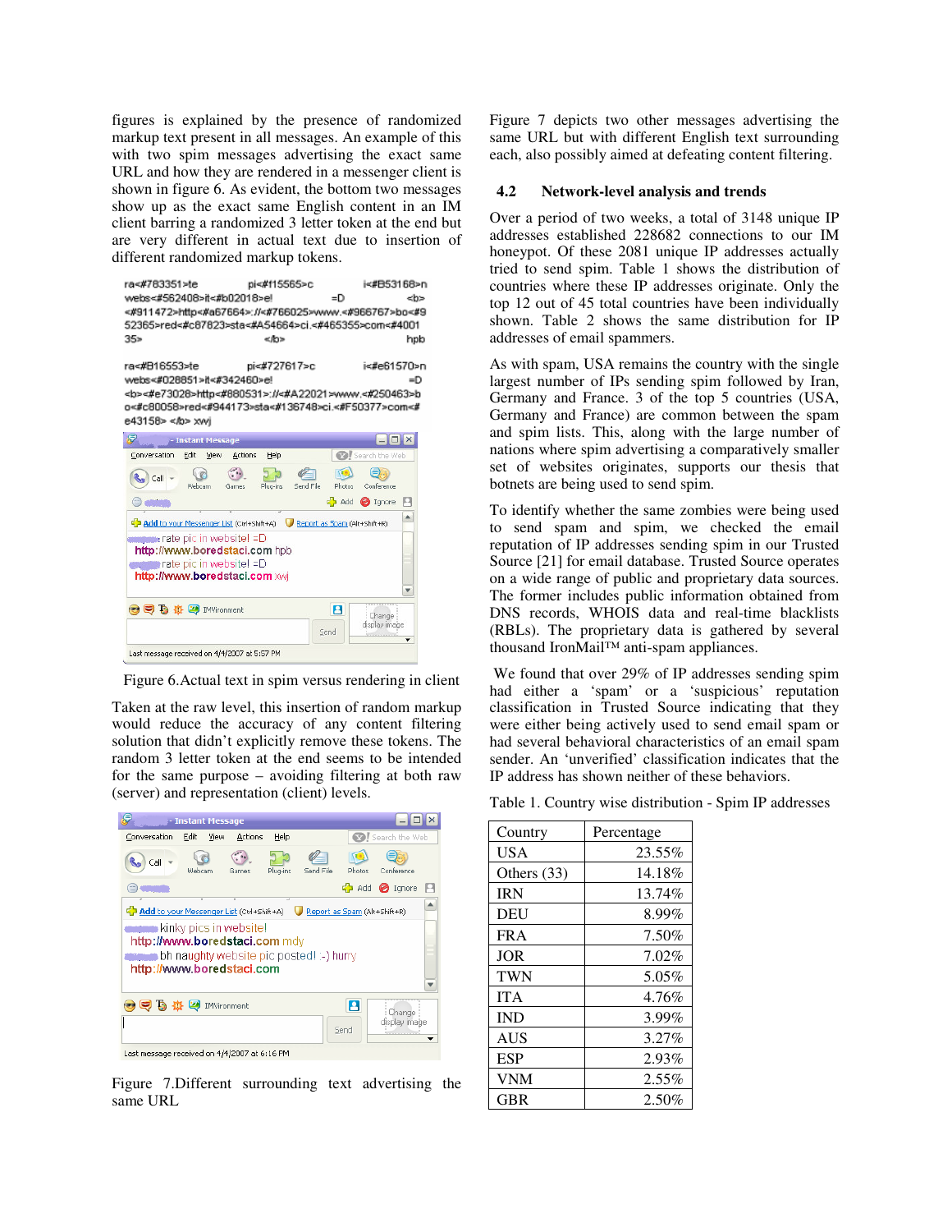figures is explained by the presence of randomized markup text present in all messages. An example of this with two spim messages advertising the exact same URL and how they are rendered in a messenger client is shown in figure 6. As evident, the bottom two messages show up as the exact same English content in an IM client barring a randomized 3 letter token at the end but are very different in actual text due to insertion of different randomized markup tokens.

Figure 6.Actual text in spim versus rendering in client

Taken at the raw level, this insertion of random markup would reduce the accuracy of any content filtering solution that didn't explicitly remove these tokens. The random 3 letter token at the end seems to be intended for the same purpose – avoiding filtering at both raw (server) and representation (client) levels.

Figure 7.Different surrounding text advertising the same URL

Figure 7 depicts two other messages advertising the same URL but with different English text surrounding each, also possibly aimed at defeating content filtering.

## 4.2 Network-level analysis and trends

Over a period of two weeks, a total of 3148 unique IP addresses established 228682 connections to our IM honeypot. Of these 2081 unique IP addresses actually tried to send spim. Table 1 shows the distribution of countries where these IP addresses originate. Only the top 12 out of 45 total countries have been individually shown. Table 2 shows the same distribution for IP addresses of email spammers.

As with spam, USA remains the country with the single largest number of IPs sending spim followed by Iran, Germany and France. 3 of the top 5 countries (USA, Germany and France) are common between the spam and spim lists. This, along with the large number of nations where spim advertising a comparatively smaller set of websites originates, supports our thesis that botnets are being used to send spim.

To identify whether the same zombies were being used to send spam and spim, we checked the email reputation of IP addresses sending spim in our Trusted Source [21] for email database. Trusted Source operates on a wide range of public and proprietary data sources. The former includes public information obtained from DNS records, WHOIS data and real-time blacklists (RBLs). The proprietary data is gathered by several thousand IronMail™ anti-spam appliances.

We found that over 29% of IP addresses sending spim had either a 'spam' or a 'suspicious' reputation classification in Trusted Source indicating that they were either being actively used to send email spam or had several behavioral characteristics of an email spam sender. An 'unverified' classification indicates that the IP address has shown neither of these behaviors.

Table 1. Country wise distribution - Spim IP addresses

| Country | Percentage |
|---|---|
| USA | 23.55% |
| Others (33) | 14.18% |
| IRN | 13.74% |
| DEU | 8.99% |
| FRA | 7.50% |
| JOR | 7.02% |
| TWN | 5.05% |
| ITA | 4.76% |
| IND | 3.99% |
| AUS | 3.27% |
| ESP | 2.93% |
| VNM | 2.55% |
| GBR | 2.50% |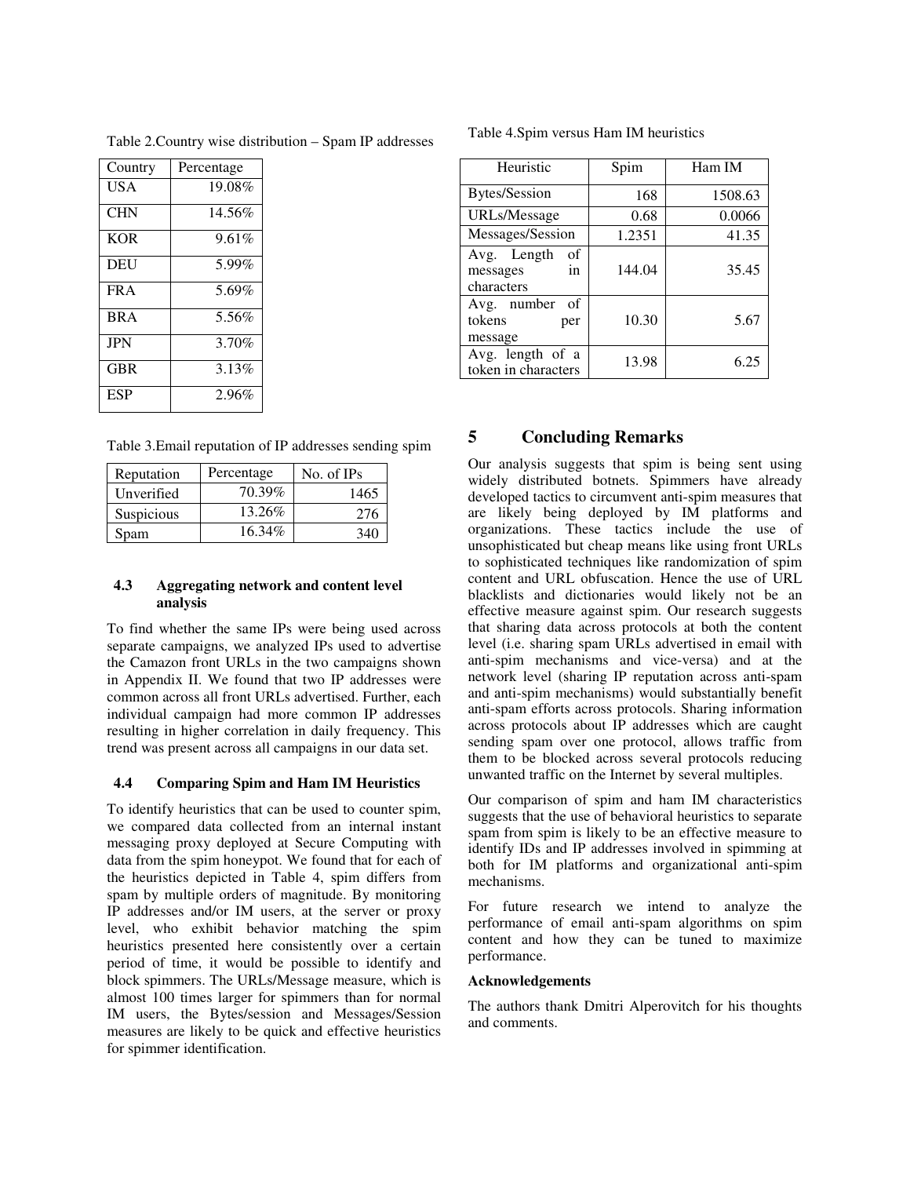Table 2.Country wise distribution – Spam IP addresses

| Country | Percentage |
|---|---|
| USA | 19.08% |
| CHN | 14.56% |
| KOR | 9.61% |
| DEU | 5.99% |
| FRA | 5.69% |
| BRA | 5.56% |
| JPN | 3.70% |
| GBR | 3.13% |
| ESP | 2.96% |

Table 3.Email reputation of IP addresses sending spim

| Reputation | Percentage | No. of IPs |
|---|---|---|
| Unverified | 70.39% | 1465 |
| Suspicious | 13.26% | 276 |
| Spam | 16.34% | 340 |

### 4.3 Aggregating network and content level analysis

To find whether the same IPs were being used across separate campaigns, we analyzed IPs used to advertise the Camazon front URLs in the two campaigns shown in Appendix II. We found that two IP addresses were common across all front URLs advertised. Further, each individual campaign had more common IP addresses resulting in higher correlation in daily frequency. This trend was present across all campaigns in our data set.

### 4.4 Comparing Spim and Ham IM Heuristics

To identify heuristics that can be used to counter spim, we compared data collected from an internal instant messaging proxy deployed at Secure Computing with data from the spim honeypot. We found that for each of the heuristics depicted in Table 4, spim differs from spam by multiple orders of magnitude. By monitoring IP addresses and/or IM users, at the server or proxy level, who exhibit behavior matching the spim heuristics presented here consistently over a certain period of time, it would be possible to identify and block spimmers. The URLs/Message measure, which is almost 100 times larger for spimmers than for normal IM users, the Bytes/session and Messages/Session measures are likely to be quick and effective heuristics for spimmer identification.

Table 4.Spim versus Ham IM heuristics

| Heuristic | Spim | Ham IM |
|---|---|---|
| Bytes/Session | 168 | 1508.63 |
| URLs/Message | 0.68 | 0.0066 |
| Messages/Session | 1.2351 | 41.35 |
| Avg. Length of messages in characters | 144.04 | 35.45 |
| Avg. number of tokens per message | 10.30 | 5.67 |
| Avg. length of a token in characters | 13.98 | 6.25 |

## 5 Concluding Remarks

Our analysis suggests that spim is being sent using widely distributed botnets. Spimmers have already developed tactics to circumvent anti-spim measures that are likely being deployed by IM platforms and organizations. These tactics include the use of unsophisticated but cheap means like using front URLs to sophisticated techniques like randomization of spim content and URL obfuscation. Hence the use of URL blacklists and dictionaries would likely not be an effective measure against spim. Our research suggests that sharing data across protocols at both the content level (i.e. sharing spam URLs advertised in email with anti-spim mechanisms and vice-versa) and at the network level (sharing IP reputation across anti-spam and anti-spim mechanisms) would substantially benefit anti-spam efforts across protocols. Sharing information across protocols about IP addresses which are caught sending spam over one protocol, allows traffic from them to be blocked across several protocols reducing unwanted traffic on the Internet by several multiples.

Our comparison of spim and ham IM characteristics suggests that the use of behavioral heuristics to separate spam from spim is likely to be an effective measure to identify IDs and IP addresses involved in spimming at both for IM platforms and organizational anti-spim mechanisms.

For future research we intend to analyze the performance of email anti-spam algorithms on spim content and how they can be tuned to maximize performance.

**Acknowledgements**

The authors thank Dmitri Alperovitch for his thoughts and comments.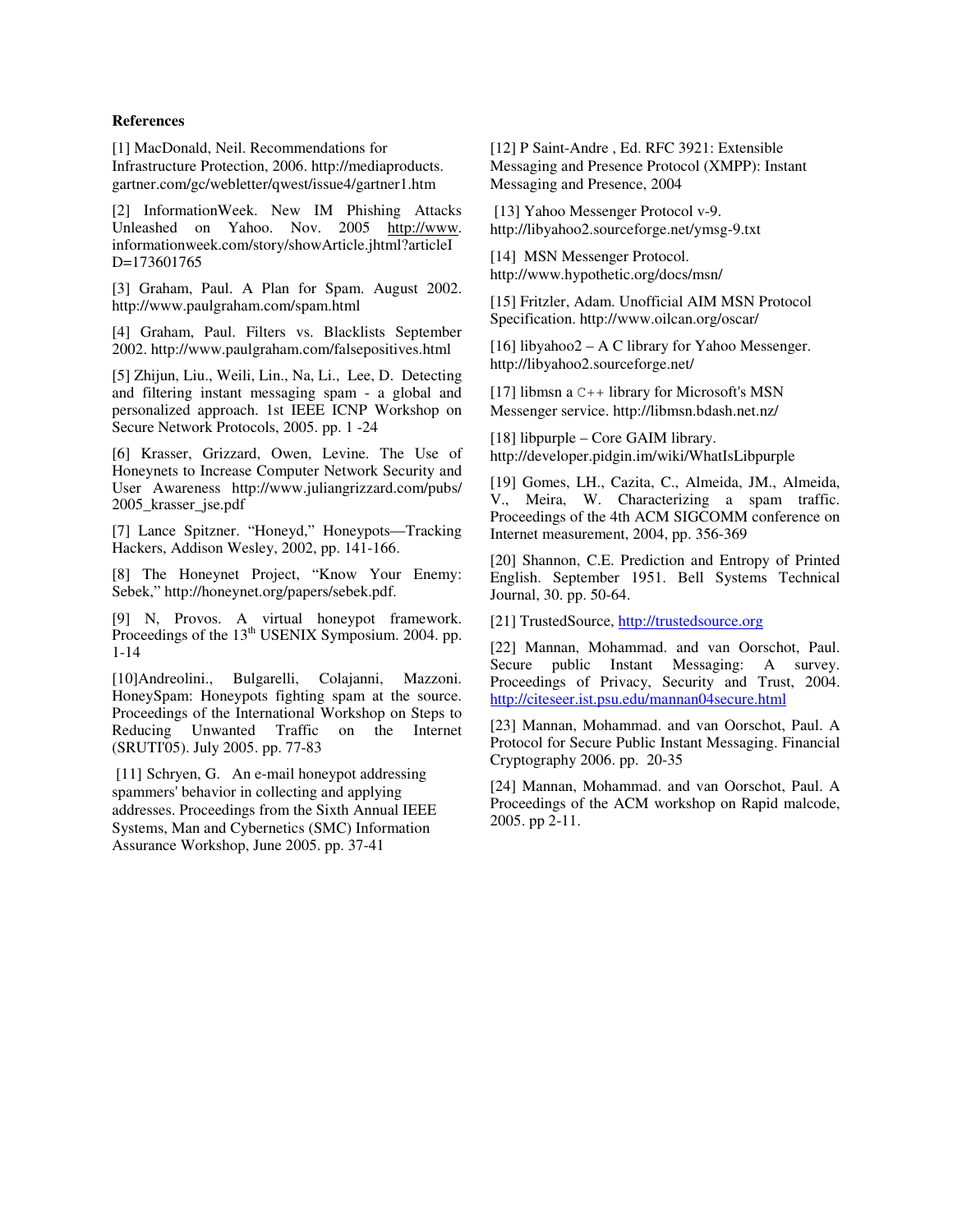**References**

[1] MacDonald, Neil. Recommendations for Infrastructure Protection, 2006. http://mediaproducts.gartner.com/gc/webletter/qwest/issue4/gartner1.htm

[2] InformationWeek. New IM Phishing Attacks Unleashed on Yahoo. Nov. 2005 http://www.informationweek.com/story/showArticle.jhtml?articleID=173601765

[3] Graham, Paul. A Plan for Spam. August 2002. http://www.paulgraham.com/spam.html

[4] Graham, Paul. Filters vs. Blacklists September 2002. http://www.paulgraham.com/falsepositives.html

[5] Zhijun, Liu., Weili, Lin., Na, Li., Lee, D. Detecting and filtering instant messaging spam - a global and personalized approach. 1st IEEE ICNP Workshop on Secure Network Protocols, 2005. pp. 1 -24

[6] Krasser, Grizzard, Owen, Levine. The Use of Honeynets to Increase Computer Network Security and User Awareness http://www.juliangrizzard.com/pubs/2005_krasser_jse.pdf

[7] Lance Spitzner. "Honeyd," Honeypots—Tracking Hackers, Addison Wesley, 2002, pp. 141-166.

[8] The Honeynet Project, "Know Your Enemy: Sebek," http://honeynet.org/papers/sebek.pdf.

[9] N, Provos. A virtual honeypot framework. Proceedings of the 13th USENIX Symposium. 2004. pp. 1-14

[10]Andreolini., Bulgarelli, Colajanni, Mazzoni. HoneySpam: Honeypots fighting spam at the source. Proceedings of the International Workshop on Steps to Reducing Unwanted Traffic on the Internet (SRUTI'05). July 2005. pp. 77-83

[11] Schryen, G. An e-mail honeypot addressing spammers' behavior in collecting and applying addresses. Proceedings from the Sixth Annual IEEE Systems, Man and Cybernetics (SMC) Information Assurance Workshop, June 2005. pp. 37-41

[12] P Saint-Andre , Ed. RFC 3921: Extensible Messaging and Presence Protocol (XMPP): Instant Messaging and Presence, 2004

[13] Yahoo Messenger Protocol v-9. http://libyahoo2.sourceforge.net/ymsg-9.txt

[14] MSN Messenger Protocol. http://www.hypothetic.org/docs/msn/

[15] Fritzler, Adam. Unofficial AIM MSN Protocol Specification. http://www.oilcan.org/oscar/

[16] libyahoo2 – A C library for Yahoo Messenger. http://libyahoo2.sourceforge.net/

[17] libmsn a C++ library for Microsoft's MSN Messenger service. http://libmsn.bdash.net.nz/

[18] libpurple – Core GAIM library. http://developer.pidgin.im/wiki/WhatIsLibpurple

[19] Gomes, LH., Cazita, C., Almeida, JM., Almeida, V., Meira, W. Characterizing a spam traffic. Proceedings of the 4th ACM SIGCOMM conference on Internet measurement, 2004, pp. 356-369

[20] Shannon, C.E. Prediction and Entropy of Printed English. September 1951. Bell Systems Technical Journal, 30. pp. 50-64.

[21] TrustedSource, http://trustedsource.org

[22] Mannan, Mohammad. and van Oorschot, Paul. Secure public Instant Messaging: A survey. Proceedings of Privacy, Security and Trust, 2004. http://citeseer.ist.psu.edu/mannan04secure.html

[23] Mannan, Mohammad. and van Oorschot, Paul. A Protocol for Secure Public Instant Messaging. Financial Cryptography 2006. pp. 20-35

[24] Mannan, Mohammad. and van Oorschot, Paul. A Proceedings of the ACM workshop on Rapid malcode, 2005. pp 2-11.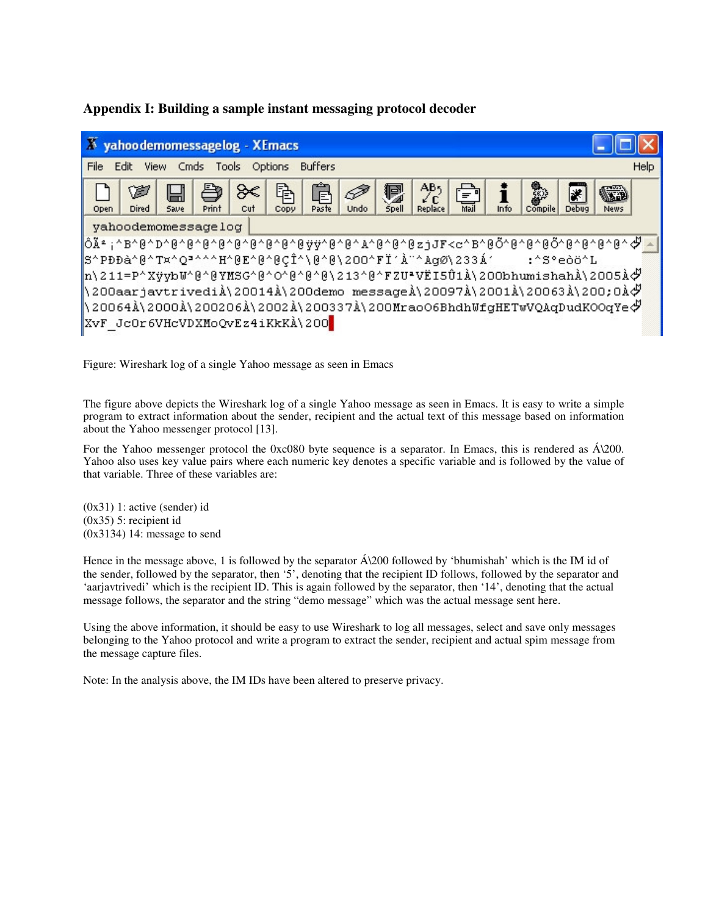## Appendix I: Building a sample instant messaging protocol decoder

Figure: Wireshark log of a single Yahoo message as seen in Emacs

The figure above depicts the Wireshark log of a single Yahoo message as seen in Emacs. It is easy to write a simple program to extract information about the sender, recipient and the actual text of this message based on information about the Yahoo messenger protocol [13].

For the Yahoo messenger protocol the 0xc080 byte sequence is a separator. In Emacs, this is rendered as À\200. Yahoo also uses key value pairs where each numeric key denotes a specific variable and is followed by the value of that variable. Three of these variables are:

(0x31) 1: active (sender) id
(0x35) 5: recipient id
(0x3134) 14: message to send

Hence in the message above, 1 is followed by the separator À\200 followed by 'bhumishah' which is the IM id of the sender, followed by the separator, then '5', denoting that the recipient ID follows, followed by the separator and 'aarjavtrivedi' which is the recipient ID. This is again followed by the separator, then '14', denoting that the actual message follows, the separator and the string "demo message" which was the actual message sent here.

Using the above information, it should be easy to use Wireshark to log all messages, select and save only messages belonging to the Yahoo protocol and write a program to extract the sender, recipient and actual spim message from the message capture files.

Note: In the analysis above, the IM IDs have been altered to preserve privacy.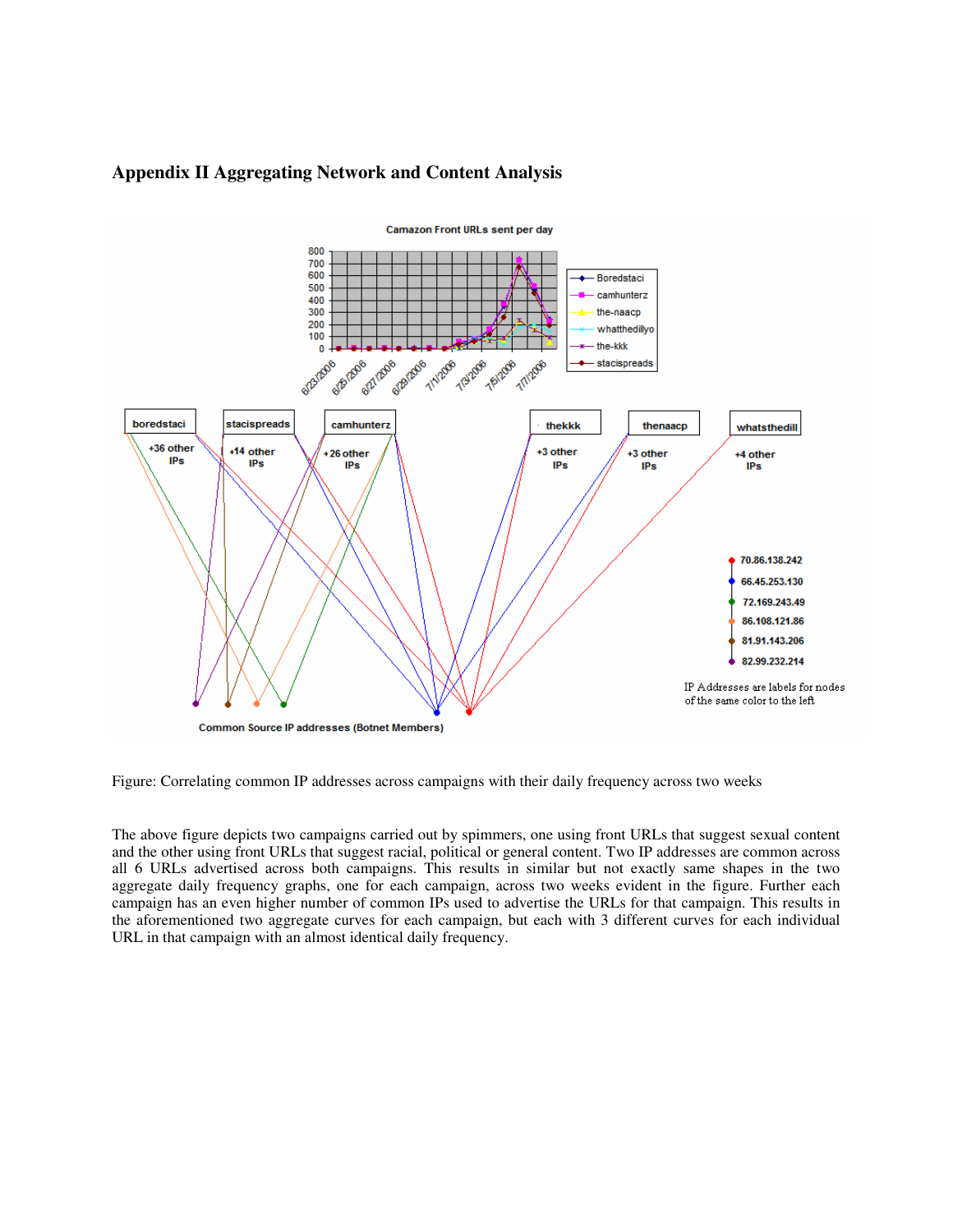## Appendix II Aggregating Network and Content Analysis

Camazon Front URLs sent per day

800
700
600
500
400
300
200
100
0

6/23/2006
6/25/2006
6/27/2006
6/29/2006
7/1/2006
7/3/2006
7/5/2006
7/7/2006

Boredstaci
camhunterz
the-naacp
whatthedillyo
the-kkk
stacispreads

boredstaci
+36 other IPs

stacispreads
+14 other IPs

camhunterz
+26 other IPs

thekkk
+3 other IPs

thenaacp
+3 other IPs

whatsthedill
+4 other IPs

70.86.138.242
66.45.253.130
72.169.243.49
86.108.121.86
81.91.143.206
82.99.232.214

IP Addresses are labels for nodes of the same color to the left

Common Source IP addresses (Botnet Members)

Figure: Correlating common IP addresses across campaigns with their daily frequency across two weeks

The above figure depicts two campaigns carried out by spimmers, one using front URLs that suggest sexual content and the other using front URLs that suggest racial, political or general content. Two IP addresses are common across all 6 URLs advertised across both campaigns. This results in similar but not exactly same shapes in the two aggregate daily frequency graphs, one for each campaign, across two weeks evident in the figure. Further each campaign has an even higher number of common IPs used to advertise the URLs for that campaign. This results in the aforementioned two aggregate curves for each campaign, but each with 3 different curves for each individual URL in that campaign with an almost identical daily frequency.